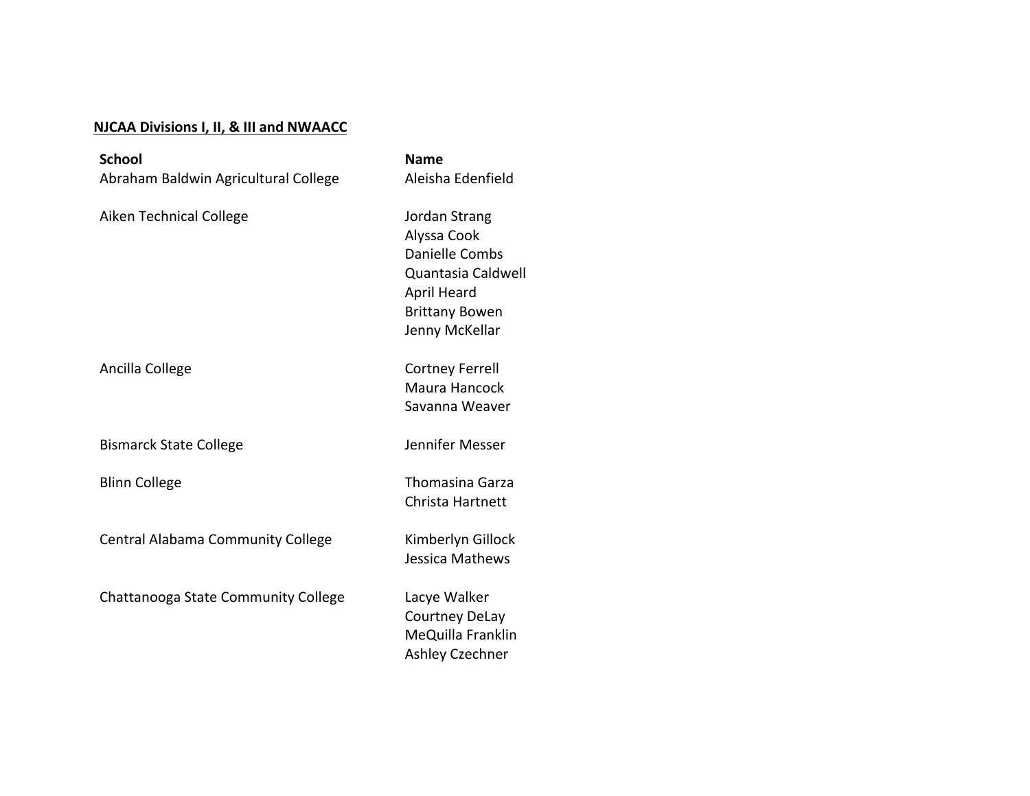**NJCAA Divisions I, II, & III and NWAACC**

| School | Name |
| --- | --- |
| Abraham Baldwin Agricultural College | Aleisha Edenfield |
| Aiken Technical College | Jordan Strang |
| | Alyssa Cook |
| | Danielle Combs |
| | Quantasia Caldwell |
| | April Heard |
| | Brittany Bowen |
| | Jenny McKellar |
| Ancilla College | Cortney Ferrell |
| | Maura Hancock |
| | Savanna Weaver |
| Bismarck State College | Jennifer Messer |
| Blinn College | Thomasina Garza |
| | Christa Hartnett |
| Central Alabama Community College | Kimberlyn Gillock |
| | Jessica Mathews |
| Chattanooga State Community College | Lacye Walker |
| | Courtney DeLay |
| | MeQuilla Franklin |
| | Ashley Czechner |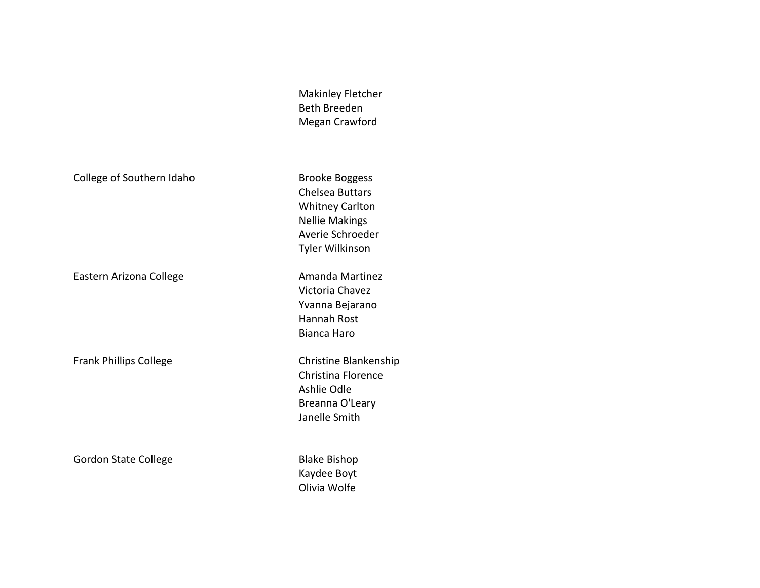| | |
|---|---|
| | Makinley Fletcher<br>Beth Breeden<br>Megan Crawford |
| College of Southern Idaho | Brooke Boggess<br>Chelsea Buttars<br>Whitney Carlton<br>Nellie Makings<br>Averie Schroeder<br>Tyler Wilkinson |
| Eastern Arizona College | Amanda Martinez<br>Victoria Chavez<br>Yvanna Bejarano<br>Hannah Rost<br>Bianca Haro |
| Frank Phillips College | Christine Blankenship<br>Christina Florence<br>Ashlie Odle<br>Breanna O'Leary<br>Janelle Smith |
| Gordon State College | Blake Bishop<br>Kaydee Boyt<br>Olivia Wolfe |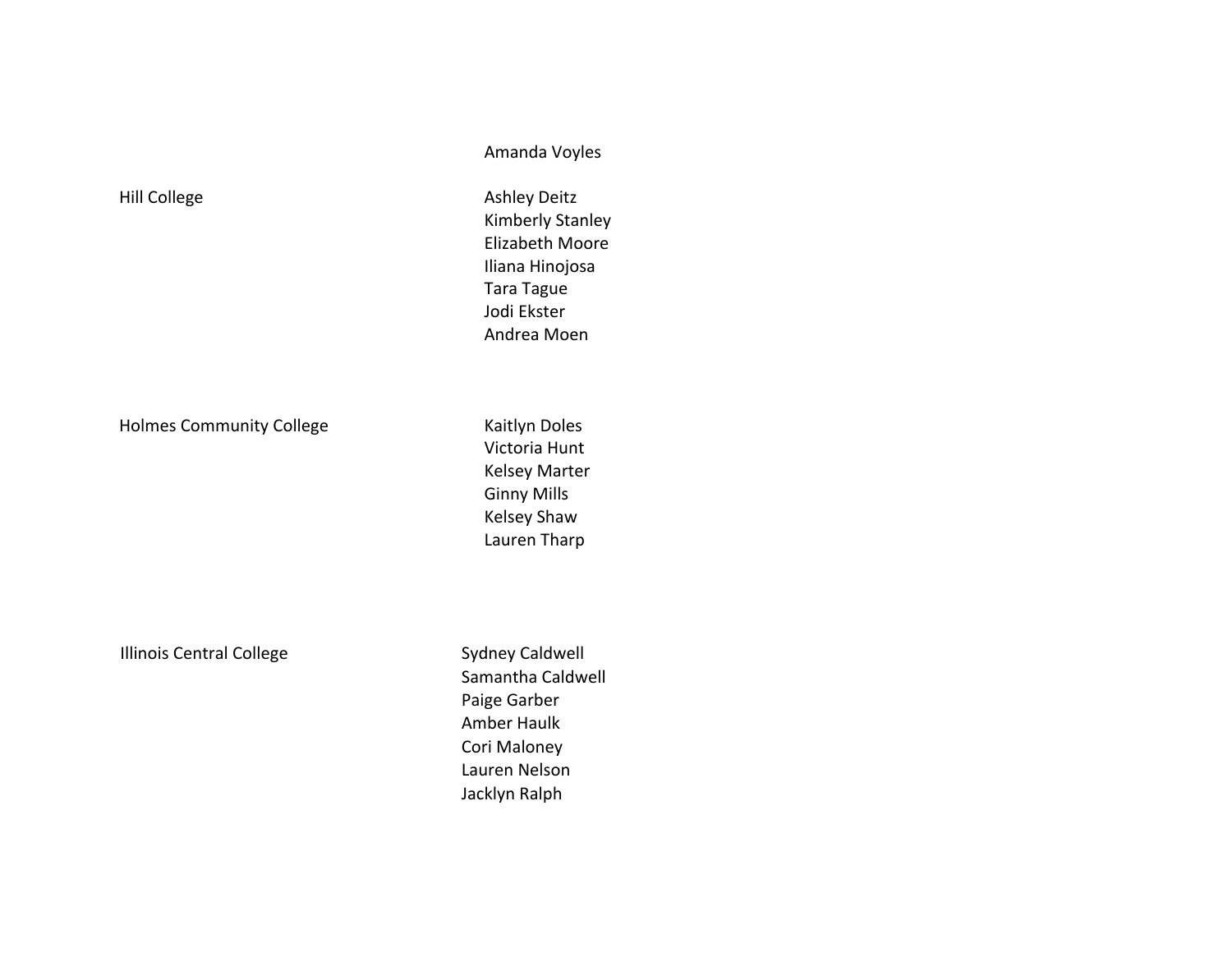| | |
|---|---|
| | Amanda Voyles |
| Hill College | Ashley Deitz |
| | Kimberly Stanley |
| | Elizabeth Moore |
| | Iliana Hinojosa |
| | Tara Tague |
| | Jodi Ekster |
| | Andrea Moen |
| Holmes Community College | Kaitlyn Doles |
| | Victoria Hunt |
| | Kelsey Marter |
| | Ginny Mills |
| | Kelsey Shaw |
| | Lauren Tharp |
| Illinois Central College | Sydney Caldwell |
| | Samantha Caldwell |
| | Paige Garber |
| | Amber Haulk |
| | Cori Maloney |
| | Lauren Nelson |
| | Jacklyn Ralph |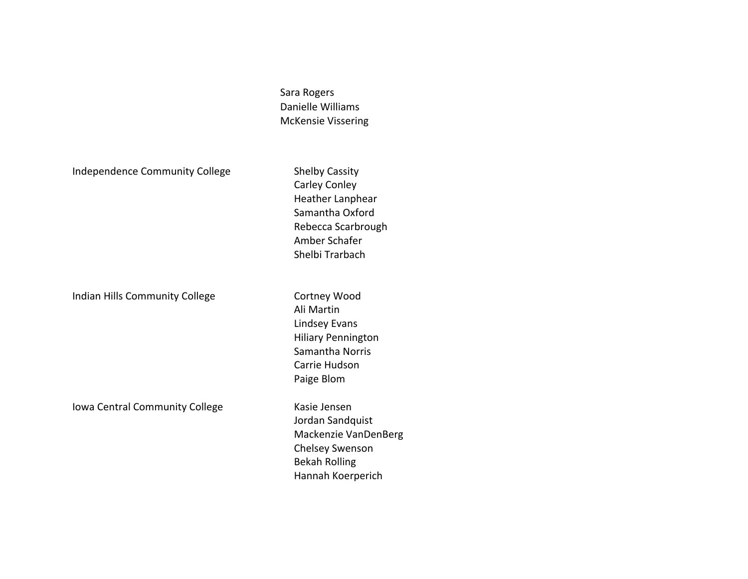| | |
|---|---|
| | Sara Rogers<br>Danielle Williams<br>McKensie Vissering |
| Independence Community College | Shelby Cassity<br>Carley Conley<br>Heather Lanphear<br>Samantha Oxford<br>Rebecca Scarbrough<br>Amber Schafer<br>Shelbi Trarbach |
| Indian Hills Community College | Cortney Wood<br>Ali Martin<br>Lindsey Evans<br>Hiliary Pennington<br>Samantha Norris<br>Carrie Hudson<br>Paige Blom |
| Iowa Central Community College | Kasie Jensen<br>Jordan Sandquist<br>Mackenzie VanDenBerg<br>Chelsey Swenson<br>Bekah Rolling<br>Hannah Koerperich |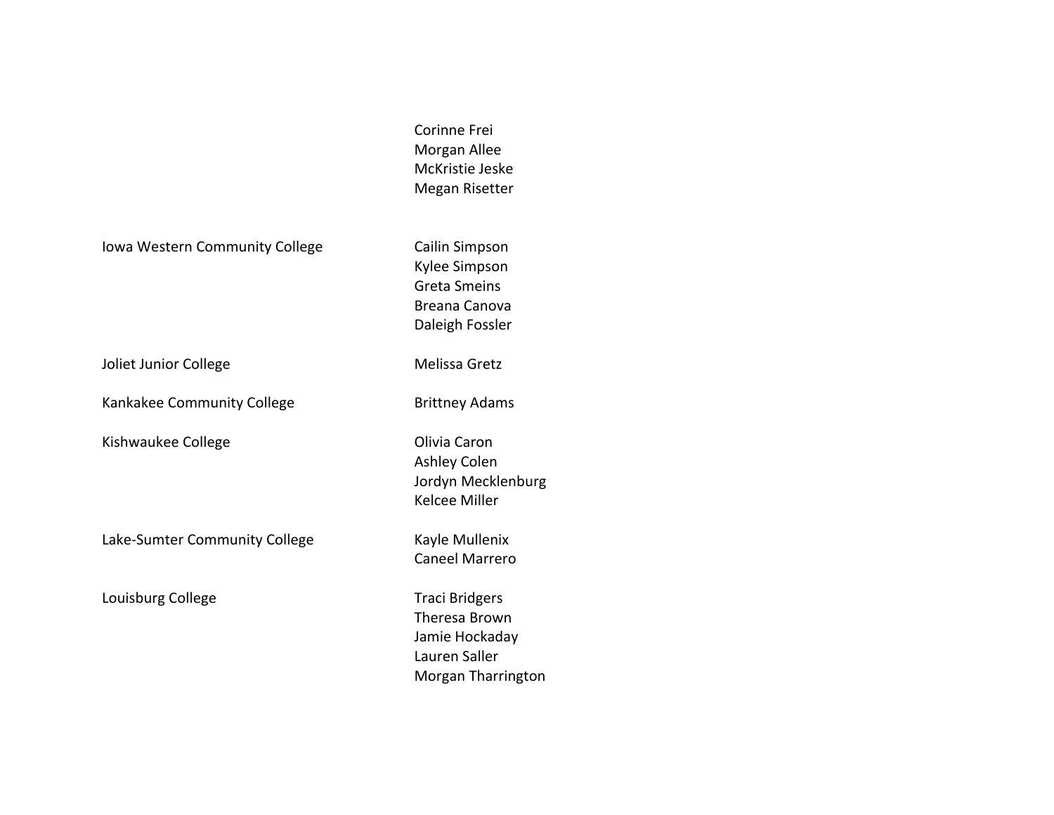| | |
|---|---|
| | Corinne Frei<br>Morgan Allee<br>McKristie Jeske<br>Megan Risetter |
| Iowa Western Community College | Cailin Simpson<br>Kylee Simpson<br>Greta Smeins<br>Breana Canova<br>Daleigh Fossler |
| Joliet Junior College | Melissa Gretz |
| Kankakee Community College | Brittney Adams |
| Kishwaukee College | Olivia Caron<br>Ashley Colen<br>Jordyn Mecklenburg<br>Kelcee Miller |
| Lake-Sumter Community College | Kayle Mullenix<br>Caneel Marrero |
| Louisburg College | Traci Bridgers<br>Theresa Brown<br>Jamie Hockaday<br>Lauren Saller<br>Morgan Tharrington |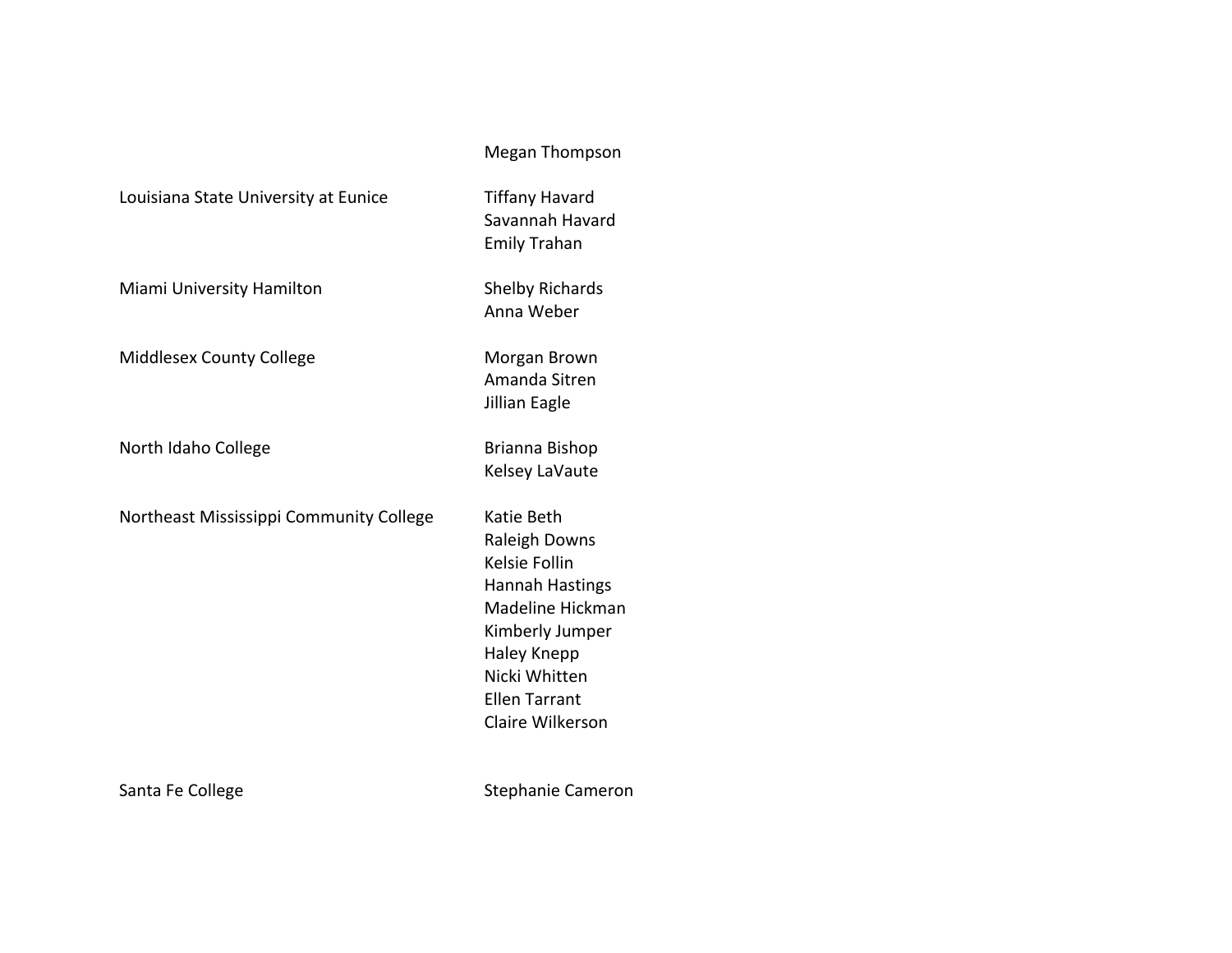| | |
|---|---|
| | Megan Thompson |
| Louisiana State University at Eunice | Tiffany Havard<br>Savannah Havard<br>Emily Trahan |
| Miami University Hamilton | Shelby Richards<br>Anna Weber |
| Middlesex County College | Morgan Brown<br>Amanda Sitren<br>Jillian Eagle |
| North Idaho College | Brianna Bishop<br>Kelsey LaVaute |
| Northeast Mississippi Community College | Katie Beth<br>Raleigh Downs<br>Kelsie Follin<br>Hannah Hastings<br>Madeline Hickman<br>Kimberly Jumper<br>Haley Knepp<br>Nicki Whitten<br>Ellen Tarrant<br>Claire Wilkerson |
| Santa Fe College | Stephanie Cameron |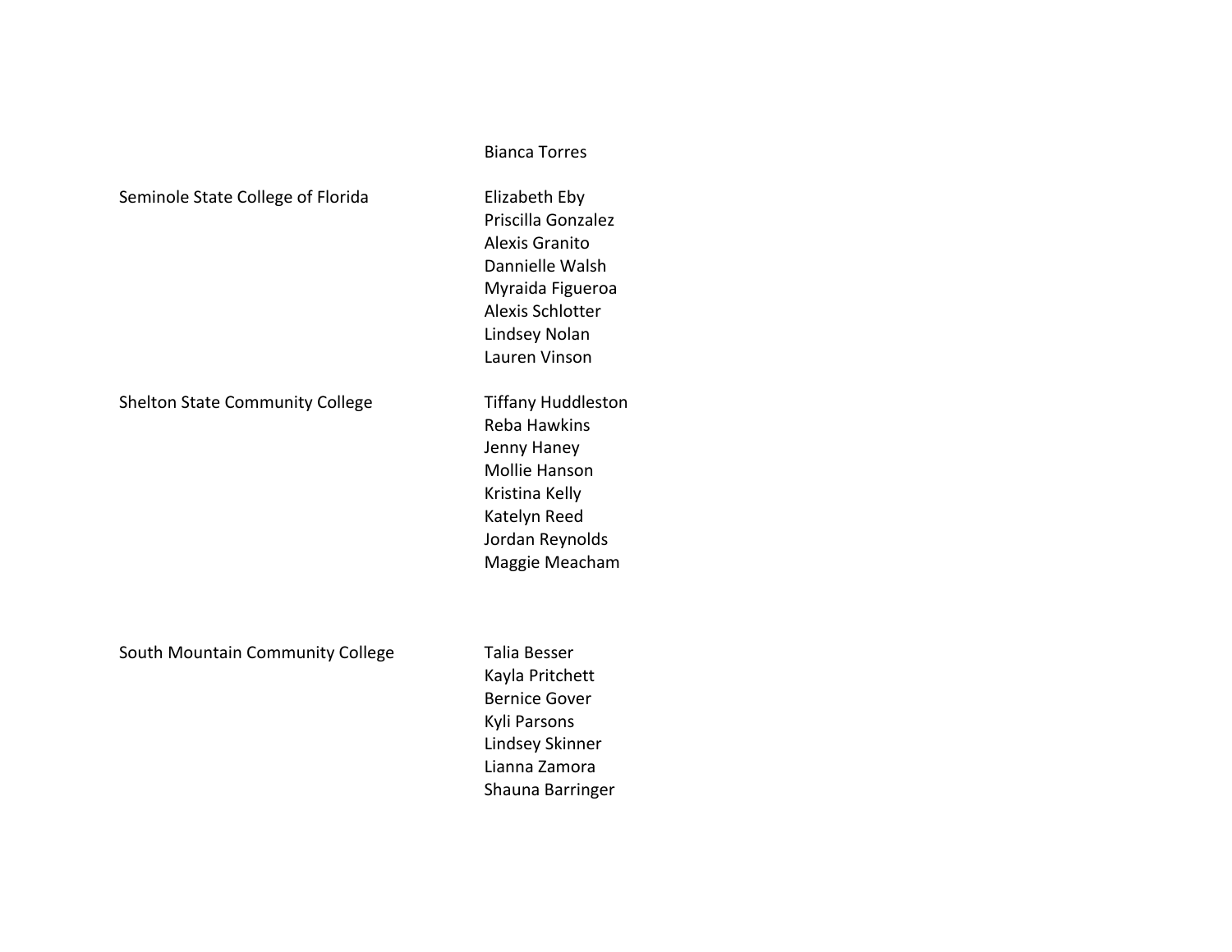| | |
|---|---|
| | Bianca Torres |
| Seminole State College of Florida | Elizabeth Eby |
| | Priscilla Gonzalez |
| | Alexis Granito |
| | Dannielle Walsh |
| | Myraida Figueroa |
| | Alexis Schlotter |
| | Lindsey Nolan |
| | Lauren Vinson |
| Shelton State Community College | Tiffany Huddleston |
| | Reba Hawkins |
| | Jenny Haney |
| | Mollie Hanson |
| | Kristina Kelly |
| | Katelyn Reed |
| | Jordan Reynolds |
| | Maggie Meacham |
| South Mountain Community College | Talia Besser |
| | Kayla Pritchett |
| | Bernice Gover |
| | Kyli Parsons |
| | Lindsey Skinner |
| | Lianna Zamora |
| | Shauna Barringer |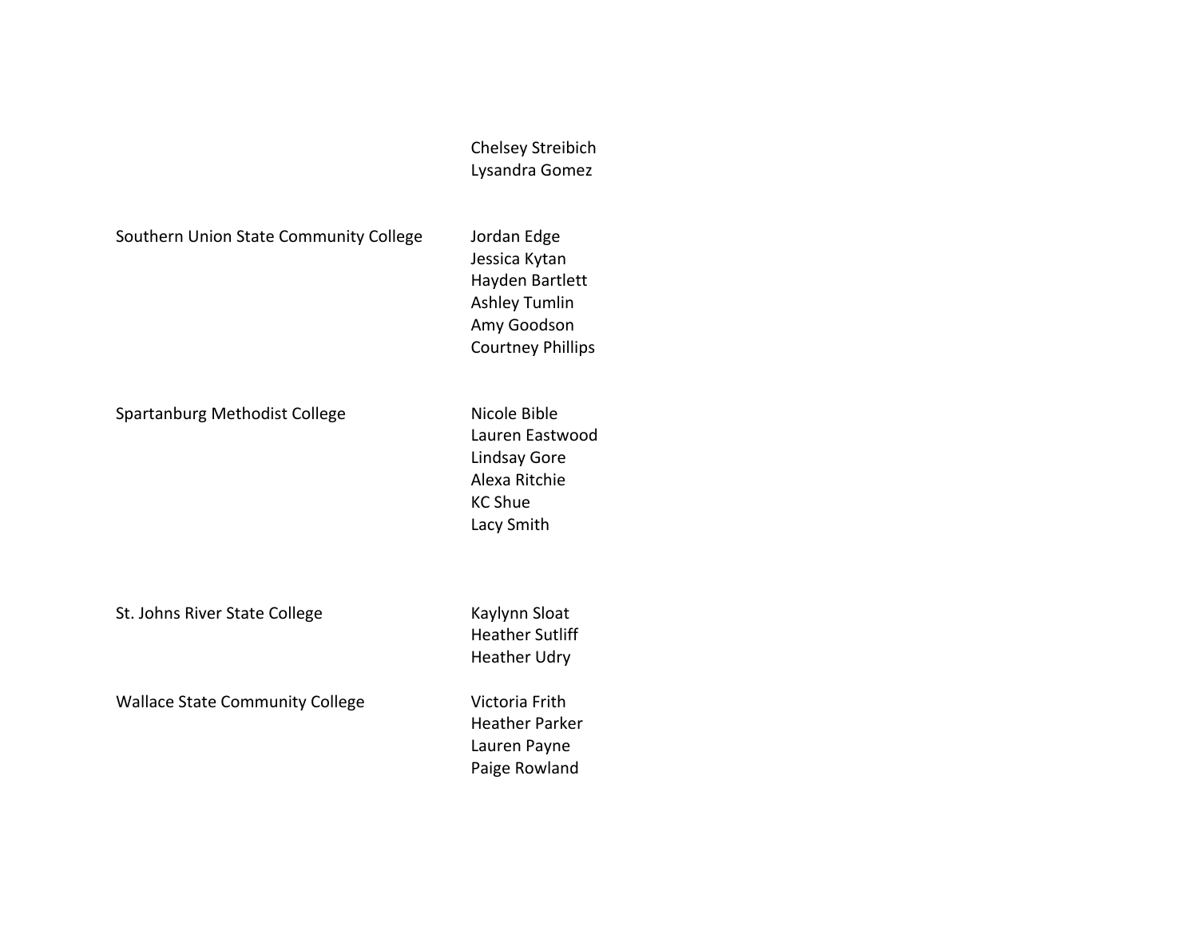| | |
|---|---|
| | Chelsey Streibich |
| | Lysandra Gomez |
| Southern Union State Community College | Jordan Edge |
| | Jessica Kytan |
| | Hayden Bartlett |
| | Ashley Tumlin |
| | Amy Goodson |
| | Courtney Phillips |
| Spartanburg Methodist College | Nicole Bible |
| | Lauren Eastwood |
| | Lindsay Gore |
| | Alexa Ritchie |
| | KC Shue |
| | Lacy Smith |
| St. Johns River State College | Kaylynn Sloat |
| | Heather Sutliff |
| | Heather Udry |
| Wallace State Community College | Victoria Frith |
| | Heather Parker |
| | Lauren Payne |
| | Paige Rowland |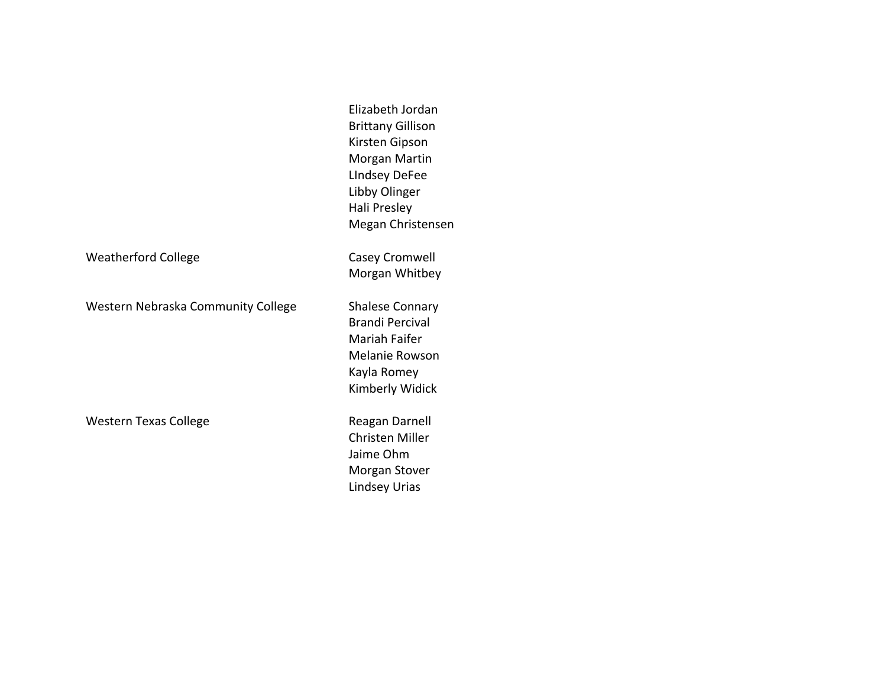| | |
|---|---|
| | Elizabeth Jordan |
| | Brittany Gillison |
| | Kirsten Gipson |
| | Morgan Martin |
| | LIndsey DeFee |
| | Libby Olinger |
| | Hali Presley |
| | Megan Christensen |
| Weatherford College | Casey Cromwell |
| | Morgan Whitbey |
| Western Nebraska Community College | Shalese Connary |
| | Brandi Percival |
| | Mariah Faifer |
| | Melanie Rowson |
| | Kayla Romey |
| | Kimberly Widick |
| Western Texas College | Reagan Darnell |
| | Christen Miller |
| | Jaime Ohm |
| | Morgan Stover |
| | Lindsey Urias |